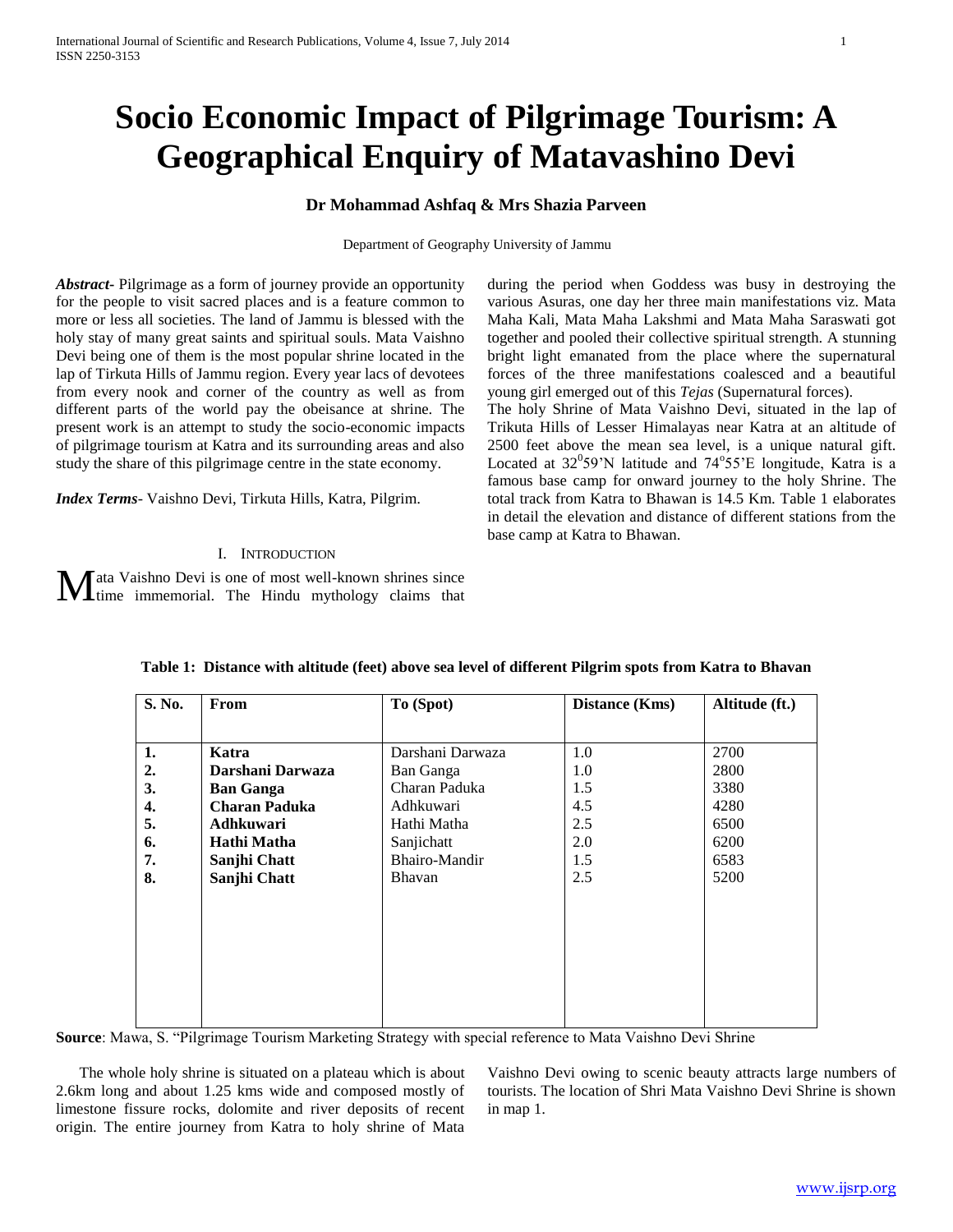# Socio Economic Impact of Pilgrimage Tourism: A Geographical Enquiry of Matavashino Devi

**Dr Mohammad Ashfaq & Mrs Shazia Parveen**

Department of Geography University of Jammu

***Abstract-*** Pilgrimage as a form of journey provide an opportunity for the people to visit sacred places and is a feature common to more or less all societies. The land of Jammu is blessed with the holy stay of many great saints and spiritual souls. Mata Vaishno Devi being one of them is the most popular shrine located in the lap of Tirkuta Hills of Jammu region. Every year lacs of devotees from every nook and corner of the country as well as from different parts of the world pay the obeisance at shrine. The present work is an attempt to study the socio-economic impacts of pilgrimage tourism at Katra and its surrounding areas and also study the share of this pilgrimage centre in the state economy.

***Index Terms-*** Vaishno Devi, Tirkuta Hills, Katra, Pilgrim.

## I. Introduction

Mata Vaishno Devi is one of most well-known shrines since time immemorial. The Hindu mythology claims that during the period when Goddess was busy in destroying the various Asuras, one day her three main manifestations viz. Mata Maha Kali, Mata Maha Lakshmi and Mata Maha Saraswati got together and pooled their collective spiritual strength. A stunning bright light emanated from the place where the supernatural forces of the three manifestations coalesced and a beautiful young girl emerged out of this *Tejas* (Supernatural forces).

The holy Shrine of Mata Vaishno Devi, situated in the lap of Trikuta Hills of Lesser Himalayas near Katra at an altitude of 2500 feet above the mean sea level, is a unique natural gift. Located at $32^0 59$'N latitude and $74^o 55$'E longitude, Katra is a famous base camp for onward journey to the holy Shrine. The total track from Katra to Bhawan is 14.5 Km. Table 1 elaborates in detail the elevation and distance of different stations from the base camp at Katra to Bhawan.

**Table 1: Distance with altitude (feet) above sea level of different Pilgrim spots from Katra to Bhavan**

| S. No. | From | To (Spot) | Distance (Kms) | Altitude (ft.) |
|---|---|---|---|---|
| **1.** | **Katra** | Darshani Darwaza | 1.0 | 2700 |
| **2.** | **Darshani Darwaza** | Ban Ganga | 1.0 | 2800 |
| **3.** | **Ban Ganga** | Charan Paduka | 1.5 | 3380 |
| **4.** | **Charan Paduka** | Adhkuwari | 4.5 | 4280 |
| **5.** | **Adhkuwari** | Hathi Matha | 2.5 | 6500 |
| **6.** | **Hathi Matha** | Sanjichatt | 2.0 | 6200 |
| **7.** | **Sanjhi Chatt** | Bhairo-Mandir | 1.5 | 6583 |
| **8.** | **Sanjhi Chatt** | Bhavan | 2.5 | 5200 |

**Source**: Mawa, S. "Pilgrimage Tourism Marketing Strategy with special reference to Mata Vaishno Devi Shrine

The whole holy shrine is situated on a plateau which is about 2.6km long and about 1.25 kms wide and composed mostly of limestone fissure rocks, dolomite and river deposits of recent origin. The entire journey from Katra to holy shrine of Mata Vaishno Devi owing to scenic beauty attracts large numbers of tourists. The location of Shri Mata Vaishno Devi Shrine is shown in map 1.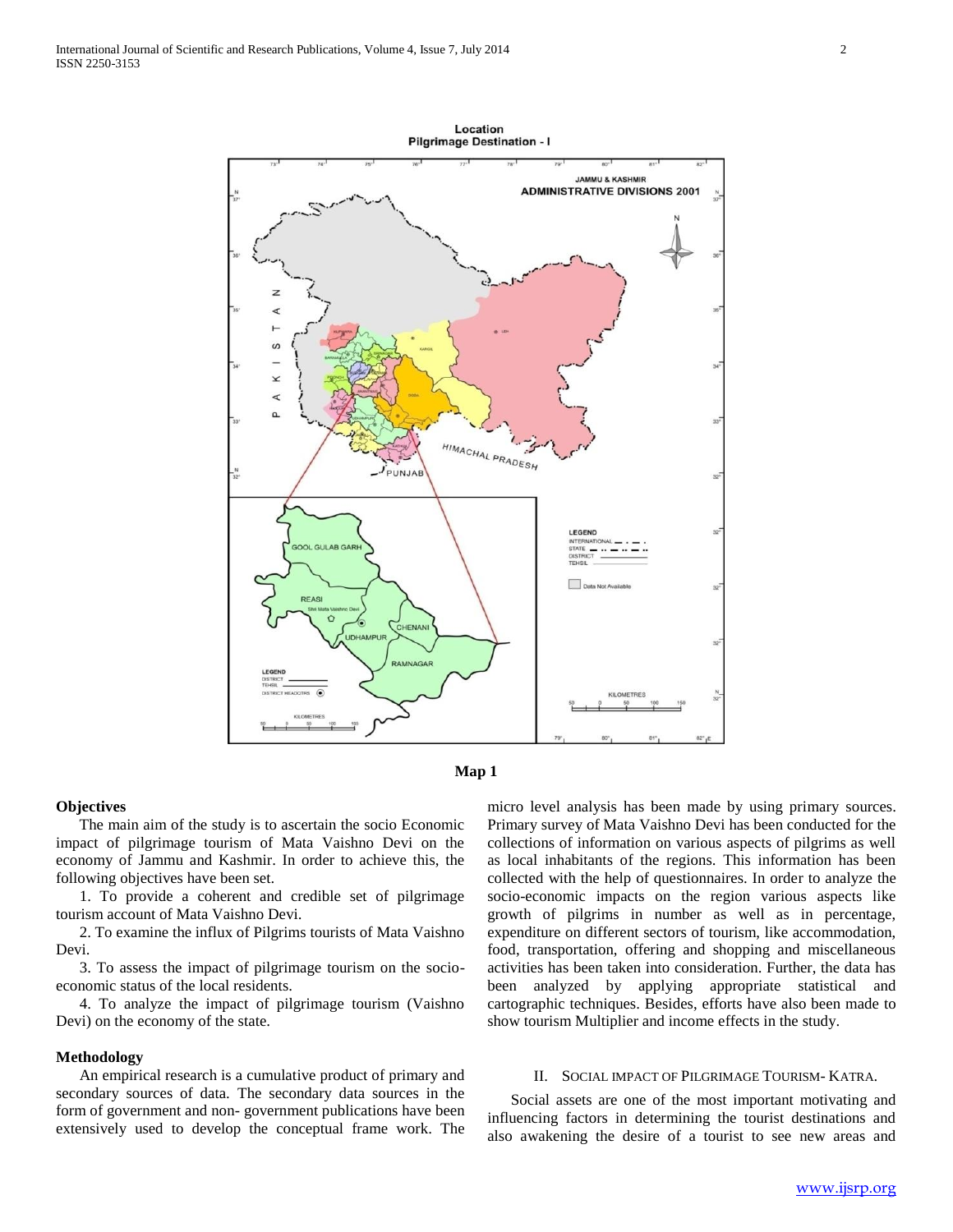Location
Pilgrimage Destination - I

**Map 1**

### Objectives

The main aim of the study is to ascertain the socio Economic impact of pilgrimage tourism of Mata Vaishno Devi on the economy of Jammu and Kashmir. In order to achieve this, the following objectives have been set.

1. To provide a coherent and credible set of pilgrimage tourism account of Mata Vaishno Devi.

2. To examine the influx of Pilgrims tourists of Mata Vaishno Devi.

3. To assess the impact of pilgrimage tourism on the socio-economic status of the local residents.

4. To analyze the impact of pilgrimage tourism (Vaishno Devi) on the economy of the state.

### Methodology

An empirical research is a cumulative product of primary and secondary sources of data. The secondary data sources in the form of government and non- government publications have been extensively used to develop the conceptual frame work. The micro level analysis has been made by using primary sources. Primary survey of Mata Vaishno Devi has been conducted for the collections of information on various aspects of pilgrims as well as local inhabitants of the regions. This information has been collected with the help of questionnaires. In order to analyze the socio-economic impacts on the region various aspects like growth of pilgrims in number as well as in percentage, expenditure on different sectors of tourism, like accommodation, food, transportation, offering and shopping and miscellaneous activities has been taken into consideration. Further, the data has been analyzed by applying appropriate statistical and cartographic techniques. Besides, efforts have also been made to show tourism Multiplier and income effects in the study.

## II. Social Impact of Pilgrimage Tourism- Katra.

Social assets are one of the most important motivating and influencing factors in determining the tourist destinations and also awakening the desire of a tourist to see new areas and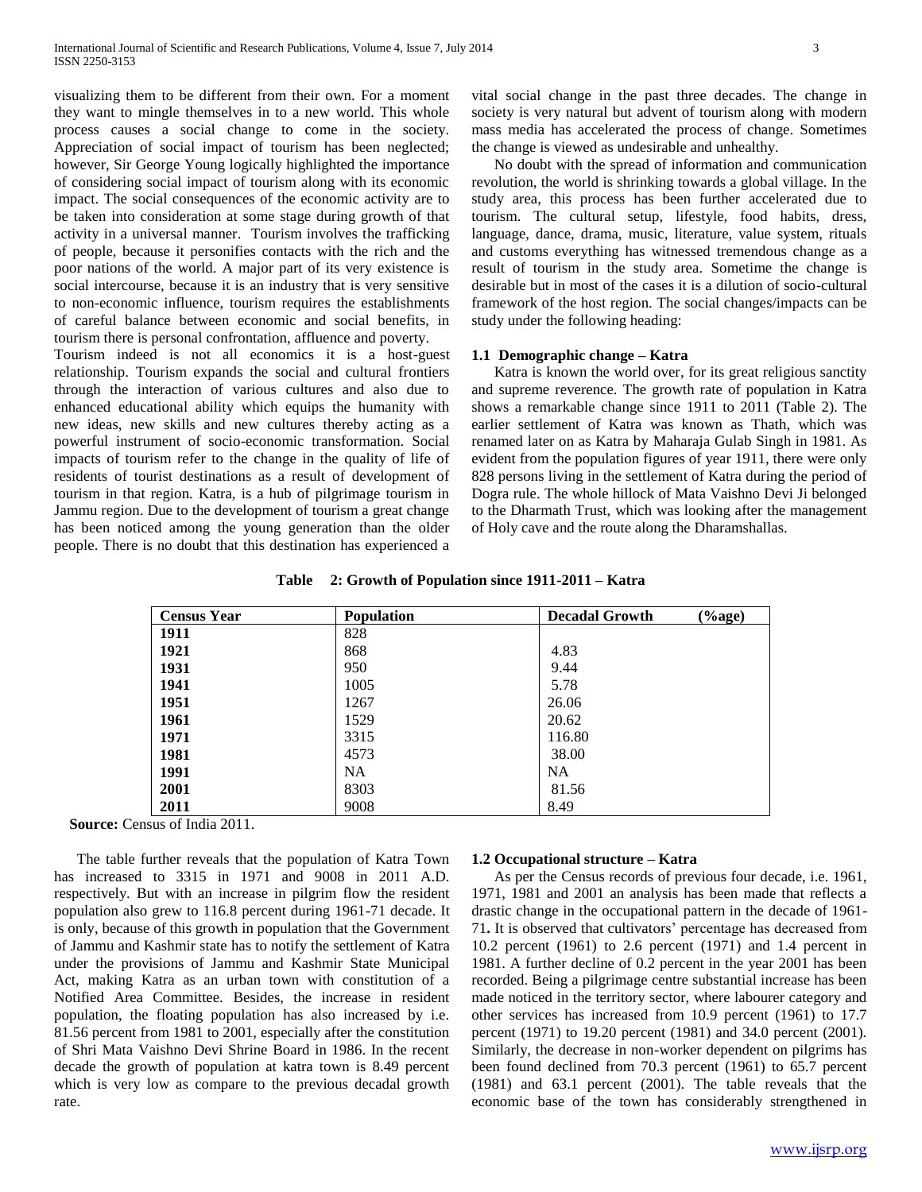visualizing them to be different from their own. For a moment they want to mingle themselves in to a new world. This whole process causes a social change to come in the society. Appreciation of social impact of tourism has been neglected; however, Sir George Young logically highlighted the importance of considering social impact of tourism along with its economic impact. The social consequences of the economic activity are to be taken into consideration at some stage during growth of that activity in a universal manner. Tourism involves the trafficking of people, because it personifies contacts with the rich and the poor nations of the world. A major part of its very existence is social intercourse, because it is an industry that is very sensitive to non-economic influence, tourism requires the establishments of careful balance between economic and social benefits, in tourism there is personal confrontation, affluence and poverty.

Tourism indeed is not all economics it is a host-guest relationship. Tourism expands the social and cultural frontiers through the interaction of various cultures and also due to enhanced educational ability which equips the humanity with new ideas, new skills and new cultures thereby acting as a powerful instrument of socio-economic transformation. Social impacts of tourism refer to the change in the quality of life of residents of tourist destinations as a result of development of tourism in that region. Katra, is a hub of pilgrimage tourism in Jammu region. Due to the development of tourism a great change has been noticed among the young generation than the older people. There is no doubt that this destination has experienced a vital social change in the past three decades. The change in society is very natural but advent of tourism along with modern mass media has accelerated the process of change. Sometimes the change is viewed as undesirable and unhealthy.

No doubt with the spread of information and communication revolution, the world is shrinking towards a global village. In the study area, this process has been further accelerated due to tourism. The cultural setup, lifestyle, food habits, dress, language, dance, drama, music, literature, value system, rituals and customs everything has witnessed tremendous change as a result of tourism in the study area. Sometime the change is desirable but in most of the cases it is a dilution of socio-cultural framework of the host region. The social changes/impacts can be study under the following heading:

### 1.1 Demographic change – Katra

Katra is known the world over, for its great religious sanctity and supreme reverence. The growth rate of population in Katra shows a remarkable change since 1911 to 2011 (Table 2). The earlier settlement of Katra was known as Thath, which was renamed later on as Katra by Maharaja Gulab Singh in 1981. As evident from the population figures of year 1911, there were only 828 persons living in the settlement of Katra during the period of Dogra rule. The whole hillock of Mata Vaishno Devi Ji belonged to the Dharmath Trust, which was looking after the management of Holy cave and the route along the Dharamshallas.

**Table 2: Growth of Population since 1911-2011 – Katra**

| Census Year | Population | Decadal Growth (%age) |
|---|---|---|
| **1911** | 828 | |
| **1921** | 868 | 4.83 |
| **1931** | 950 | 9.44 |
| **1941** | 1005 | 5.78 |
| **1951** | 1267 | 26.06 |
| **1961** | 1529 | 20.62 |
| **1971** | 3315 | 116.80 |
| **1981** | 4573 | 38.00 |
| **1991** | NA | NA |
| **2001** | 8303 | 81.56 |
| **2011** | 9008 | 8.49 |

**Source:** Census of India 2011.

The table further reveals that the population of Katra Town has increased to 3315 in 1971 and 9008 in 2011 A.D. respectively. But with an increase in pilgrim flow the resident population also grew to 116.8 percent during 1961-71 decade. It is only, because of this growth in population that the Government of Jammu and Kashmir state has to notify the settlement of Katra under the provisions of Jammu and Kashmir State Municipal Act, making Katra as an urban town with constitution of a Notified Area Committee. Besides, the increase in resident population, the floating population has also increased by i.e. 81.56 percent from 1981 to 2001, especially after the constitution of Shri Mata Vaishno Devi Shrine Board in 1986. In the recent decade the growth of population at katra town is 8.49 percent which is very low as compare to the previous decadal growth rate.

### 1.2 Occupational structure – Katra

As per the Census records of previous four decade, i.e. 1961, 1971, 1981 and 2001 an analysis has been made that reflects a drastic change in the occupational pattern in the decade of 1961-71**.** It is observed that cultivators' percentage has decreased from 10.2 percent (1961) to 2.6 percent (1971) and 1.4 percent in 1981. A further decline of 0.2 percent in the year 2001 has been recorded. Being a pilgrimage centre substantial increase has been made noticed in the territory sector, where labourer category and other services has increased from 10.9 percent (1961) to 17.7 percent (1971) to 19.20 percent (1981) and 34.0 percent (2001). Similarly, the decrease in non-worker dependent on pilgrims has been found declined from 70.3 percent (1961) to 65.7 percent (1981) and 63.1 percent (2001). The table reveals that the economic base of the town has considerably strengthened in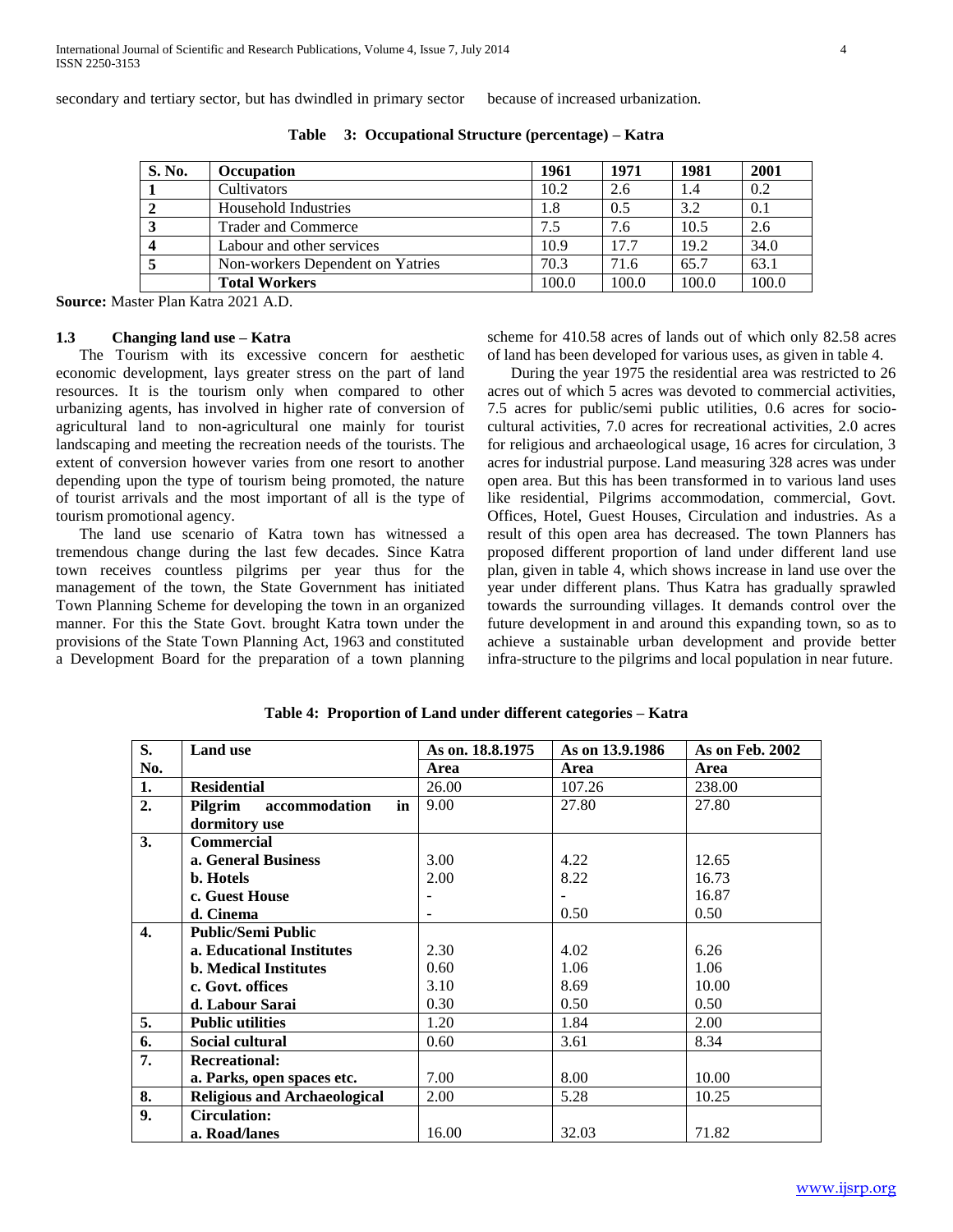secondary and tertiary sector, but has dwindled in primary sector because of increased urbanization.

**Table 3: Occupational Structure (percentage) – Katra**

| S. No. | Occupation | 1961 | 1971 | 1981 | 2001 |
|---|---|---|---|---|---|
| 1 | Cultivators | 10.2 | 2.6 | 1.4 | 0.2 |
| 2 | Household Industries | 1.8 | 0.5 | 3.2 | 0.1 |
| 3 | Trader and Commerce | 7.5 | 7.6 | 10.5 | 2.6 |
| 4 | Labour and other services | 10.9 | 17.7 | 19.2 | 34.0 |
| 5 | Non-workers Dependent on Yatries | 70.3 | 71.6 | 65.7 | 63.1 |
| | **Total Workers** | 100.0 | 100.0 | 100.0 | 100.0 |

**Source:** Master Plan Katra 2021 A.D.

### 1.3 Changing land use – Katra

The Tourism with its excessive concern for aesthetic economic development, lays greater stress on the part of land resources. It is the tourism only when compared to other urbanizing agents, has involved in higher rate of conversion of agricultural land to non-agricultural one mainly for tourist landscaping and meeting the recreation needs of the tourists. The extent of conversion however varies from one resort to another depending upon the type of tourism being promoted, the nature of tourist arrivals and the most important of all is the type of tourism promotional agency.

The land use scenario of Katra town has witnessed a tremendous change during the last few decades. Since Katra town receives countless pilgrims per year thus for the management of the town, the State Government has initiated Town Planning Scheme for developing the town in an organized manner. For this the State Govt. brought Katra town under the provisions of the State Town Planning Act, 1963 and constituted a Development Board for the preparation of a town planning scheme for 410.58 acres of lands out of which only 82.58 acres of land has been developed for various uses, as given in table 4.

During the year 1975 the residential area was restricted to 26 acres out of which 5 acres was devoted to commercial activities, 7.5 acres for public/semi public utilities, 0.6 acres for socio-cultural activities, 7.0 acres for recreational activities, 2.0 acres for religious and archaeological usage, 16 acres for circulation, 3 acres for industrial purpose. Land measuring 328 acres was under open area. But this has been transformed in to various land uses like residential, Pilgrims accommodation, commercial, Govt. Offices, Hotel, Guest Houses, Circulation and industries. As a result of this open area has decreased. The town Planners has proposed different proportion of land under different land use plan, given in table 4, which shows increase in land use over the year under different plans. Thus Katra has gradually sprawled towards the surrounding villages. It demands control over the future development in and around this expanding town, so as to achieve a sustainable urban development and provide better infra-structure to the pilgrims and local population in near future.

**Table 4: Proportion of Land under different categories – Katra**

| S. No. | Land use | As on. 18.8.1975 Area | As on 13.9.1986 Area | As on Feb. 2002 Area |
|---|---|---|---|---|
| 1. | **Residential** | 26.00 | 107.26 | 238.00 |
| 2. | **Pilgrim accommodation in dormitory use** | 9.00 | 27.80 | 27.80 |
| 3. | **Commercial** | | | |
| | **a. General Business** | 3.00 | 4.22 | 12.65 |
| | **b. Hotels** | 2.00 | 8.22 | 16.73 |
| | **c. Guest House** | - | - | 16.87 |
| | **d. Cinema** | - | 0.50 | 0.50 |
| 4. | **Public/Semi Public** | | | |
| | **a. Educational Institutes** | 2.30 | 4.02 | 6.26 |
| | **b. Medical Institutes** | 0.60 | 1.06 | 1.06 |
| | **c. Govt. offices** | 3.10 | 8.69 | 10.00 |
| | **d. Labour Sarai** | 0.30 | 0.50 | 0.50 |
| 5. | **Public utilities** | 1.20 | 1.84 | 2.00 |
| 6. | **Social cultural** | 0.60 | 3.61 | 8.34 |
| 7. | **Recreational:** | | | |
| | **a. Parks, open spaces etc.** | 7.00 | 8.00 | 10.00 |
| 8. | **Religious and Archaeological** | 2.00 | 5.28 | 10.25 |
| 9. | **Circulation:** | | | |
| | **a. Road/lanes** | 16.00 | 32.03 | 71.82 |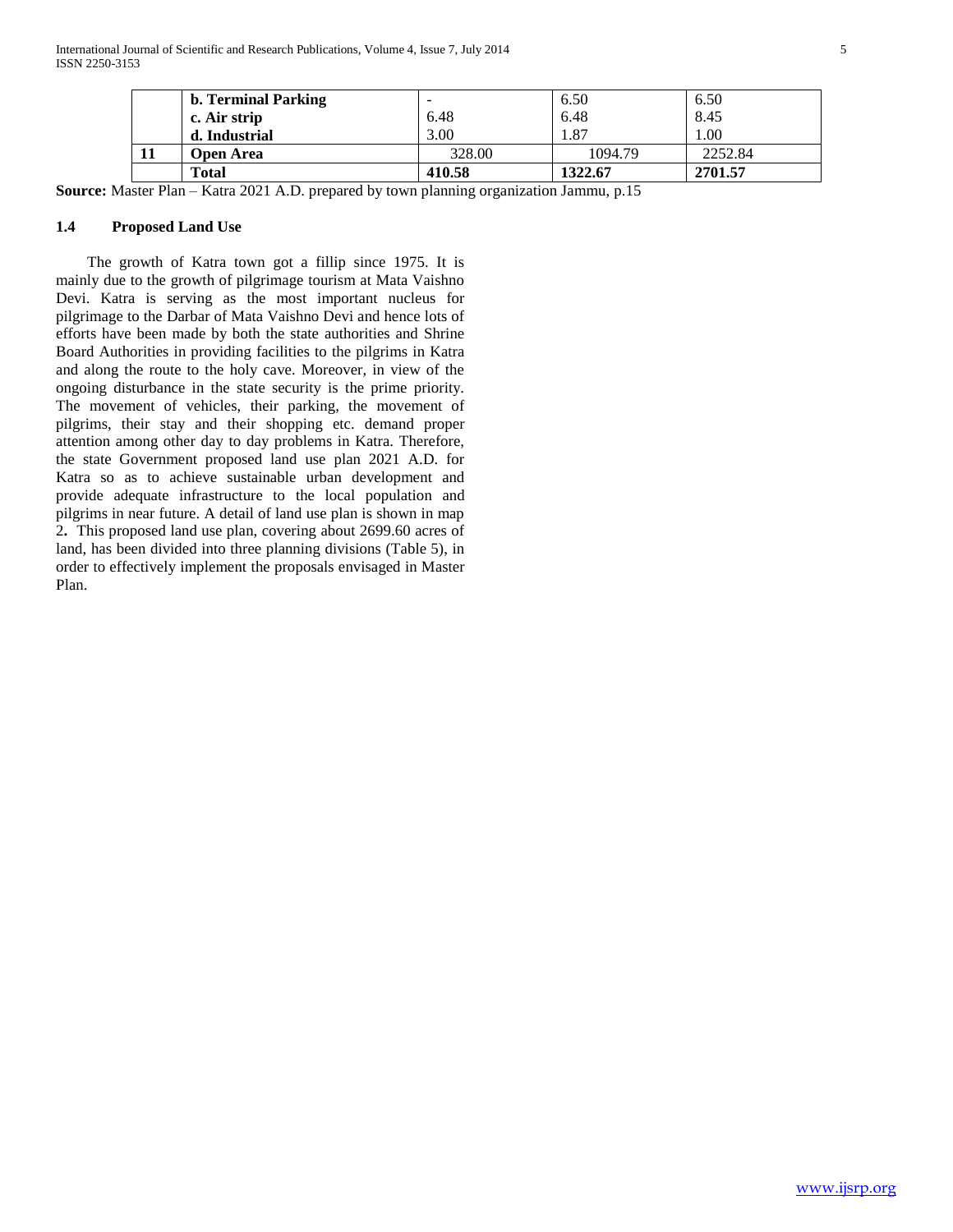|  | **b. Terminal Parking** | - | 6.50 | 6.50 |
|---|---|---|---|---|
|  | **c. Air strip** | 6.48 | 6.48 | 8.45 |
|  | **d. Industrial** | 3.00 | 1.87 | 1.00 |
| **11** | **Open Area** | 328.00 | 1094.79 | 2252.84 |
|  | **Total** | **410.58** | **1322.67** | **2701.57** |

**Source:** Master Plan – Katra 2021 A.D. prepared by town planning organization Jammu, p.15

### 1.4 Proposed Land Use

The growth of Katra town got a fillip since 1975. It is mainly due to the growth of pilgrimage tourism at Mata Vaishno Devi. Katra is serving as the most important nucleus for pilgrimage to the Darbar of Mata Vaishno Devi and hence lots of efforts have been made by both the state authorities and Shrine Board Authorities in providing facilities to the pilgrims in Katra and along the route to the holy cave. Moreover, in view of the ongoing disturbance in the state security is the prime priority. The movement of vehicles, their parking, the movement of pilgrims, their stay and their shopping etc. demand proper attention among other day to day problems in Katra. Therefore, the state Government proposed land use plan 2021 A.D. for Katra so as to achieve sustainable urban development and provide adequate infrastructure to the local population and pilgrims in near future. A detail of land use plan is shown in map 2**.** This proposed land use plan, covering about 2699.60 acres of land, has been divided into three planning divisions (Table 5), in order to effectively implement the proposals envisaged in Master Plan.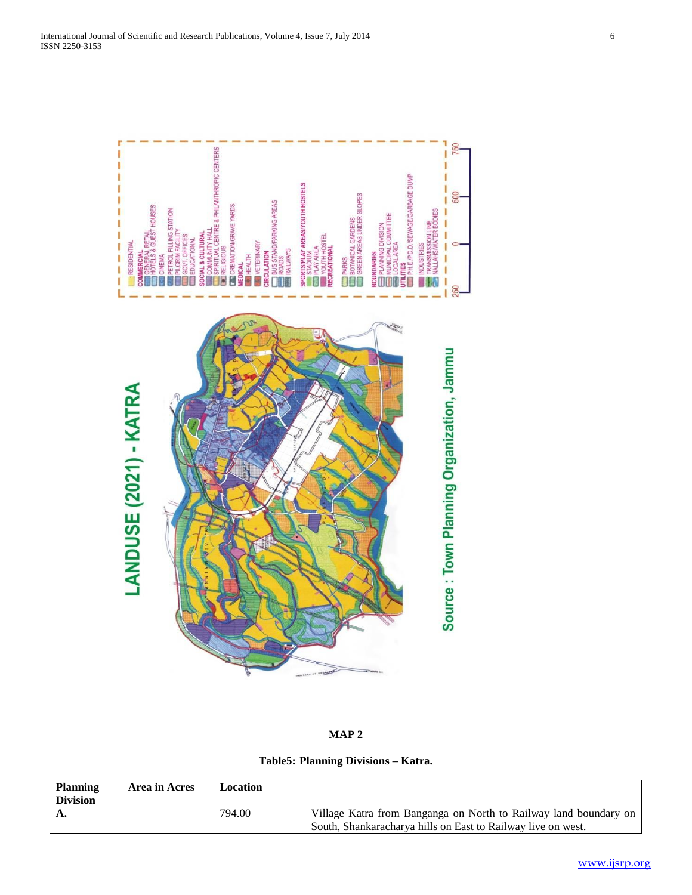**MAP 2**

**Table5: Planning Divisions – Katra.**

| Planning Division | Area in Acres | Location | |
|---|---|---|---|
| A. | | 794.00 | Village Katra from Banganga on North to Railway land boundary on South, Shankaracharya hills on East to Railway live on west. |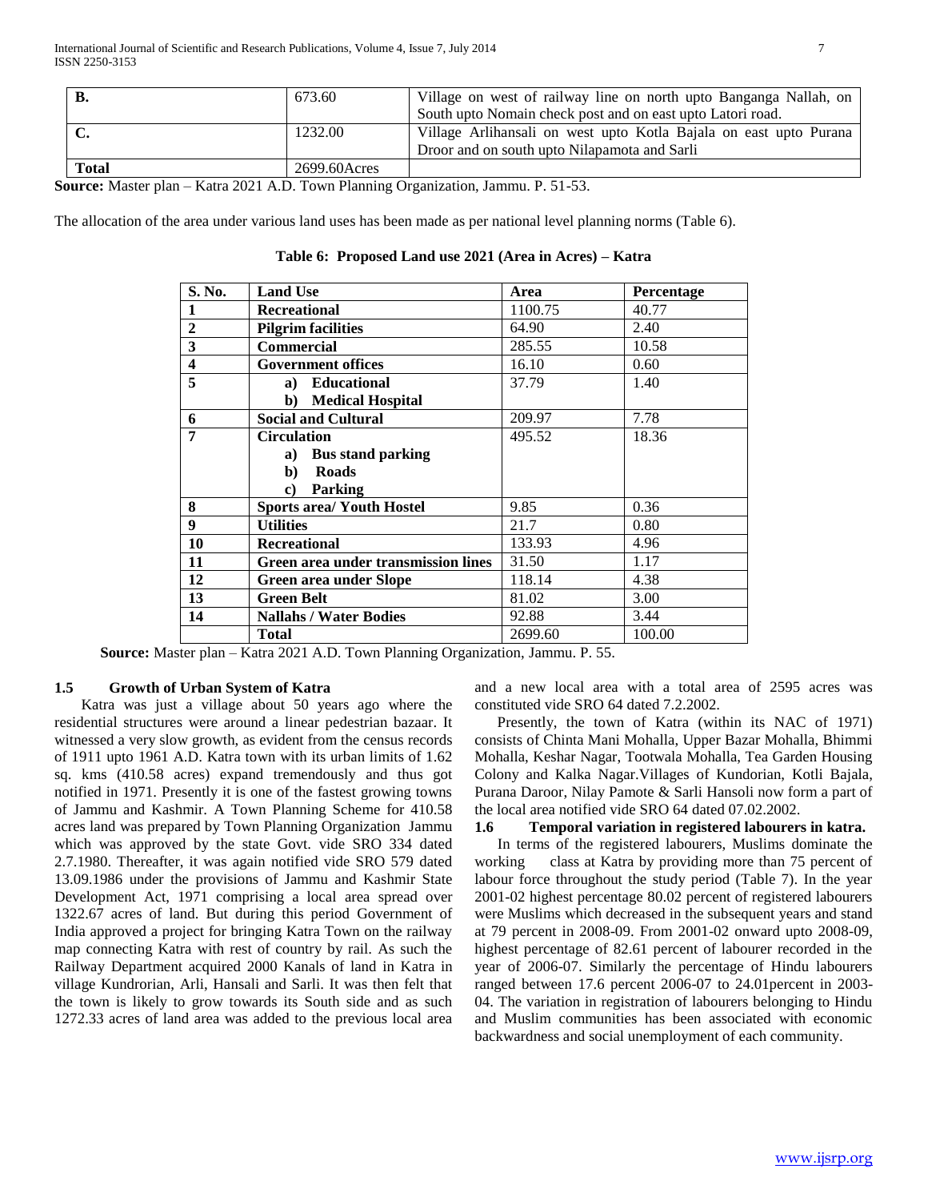| B. | 673.60 | Village on west of railway line on north upto Banganga Nallah, on South upto Nomain check post and on east upto Latori road. |
|---|---|---|
| C. | 1232.00 | Village Arlihansali on west upto Kotla Bajala on east upto Purana Droor and on south upto Nilapamota and Sarli |
| Total | 2699.60Acres | |

**Source:** Master plan – Katra 2021 A.D. Town Planning Organization, Jammu. P. 51-53.

The allocation of the area under various land uses has been made as per national level planning norms (Table 6).

**Table 6: Proposed Land use 2021 (Area in Acres) – Katra**

| S. No. | Land Use | Area | Percentage |
|---|---|---|---|
| 1 | **Recreational** | 1100.75 | 40.77 |
| 2 | **Pilgrim facilities** | 64.90 | 2.40 |
| 3 | **Commercial** | 285.55 | 10.58 |
| 4 | **Government offices** | 16.10 | 0.60 |
| 5 | **a) Educational**<br>**b) Medical Hospital** | 37.79 | 1.40 |
| 6 | **Social and Cultural** | 209.97 | 7.78 |
| 7 | **Circulation**<br>**a) Bus stand parking**<br>**b) Roads**<br>**c) Parking** | 495.52 | 18.36 |
| 8 | **Sports area/ Youth Hostel** | 9.85 | 0.36 |
| 9 | **Utilities** | 21.7 | 0.80 |
| 10 | **Recreational** | 133.93 | 4.96 |
| 11 | **Green area under transmission lines** | 31.50 | 1.17 |
| 12 | **Green area under Slope** | 118.14 | 4.38 |
| 13 | **Green Belt** | 81.02 | 3.00 |
| 14 | **Nallahs / Water Bodies** | 92.88 | 3.44 |
| | **Total** | 2699.60 | 100.00 |

**Source:** Master plan – Katra 2021 A.D. Town Planning Organization, Jammu. P. 55.

### 1.5 Growth of Urban System of Katra

Katra was just a village about 50 years ago where the residential structures were around a linear pedestrian bazaar. It witnessed a very slow growth, as evident from the census records of 1911 upto 1961 A.D. Katra town with its urban limits of 1.62 sq. kms (410.58 acres) expand tremendously and thus got notified in 1971. Presently it is one of the fastest growing towns of Jammu and Kashmir. A Town Planning Scheme for 410.58 acres land was prepared by Town Planning Organization Jammu which was approved by the state Govt. vide SRO 334 dated 2.7.1980. Thereafter, it was again notified vide SRO 579 dated 13.09.1986 under the provisions of Jammu and Kashmir State Development Act, 1971 comprising a local area spread over 1322.67 acres of land. But during this period Government of India approved a project for bringing Katra Town on the railway map connecting Katra with rest of country by rail. As such the Railway Department acquired 2000 Kanals of land in Katra in village Kundrorian, Arli, Hansali and Sarli. It was then felt that the town is likely to grow towards its South side and as such 1272.33 acres of land area was added to the previous local area and a new local area with a total area of 2595 acres was constituted vide SRO 64 dated 7.2.2002.

Presently, the town of Katra (within its NAC of 1971) consists of Chinta Mani Mohalla, Upper Bazar Mohalla, Bhimmi Mohalla, Keshar Nagar, Tootwala Mohalla, Tea Garden Housing Colony and Kalka Nagar.Villages of Kundorian, Kotli Bajala, Purana Daroor, Nilay Pamote & Sarli Hansoli now form a part of the local area notified vide SRO 64 dated 07.02.2002.

### 1.6 Temporal variation in registered labourers in katra.

In terms of the registered labourers, Muslims dominate the working class at Katra by providing more than 75 percent of labour force throughout the study period (Table 7). In the year 2001-02 highest percentage 80.02 percent of registered labourers were Muslims which decreased in the subsequent years and stand at 79 percent in 2008-09. From 2001-02 onward upto 2008-09, highest percentage of 82.61 percent of labourer recorded in the year of 2006-07. Similarly the percentage of Hindu labourers ranged between 17.6 percent 2006-07 to 24.01percent in 2003-04. The variation in registration of labourers belonging to Hindu and Muslim communities has been associated with economic backwardness and social unemployment of each community.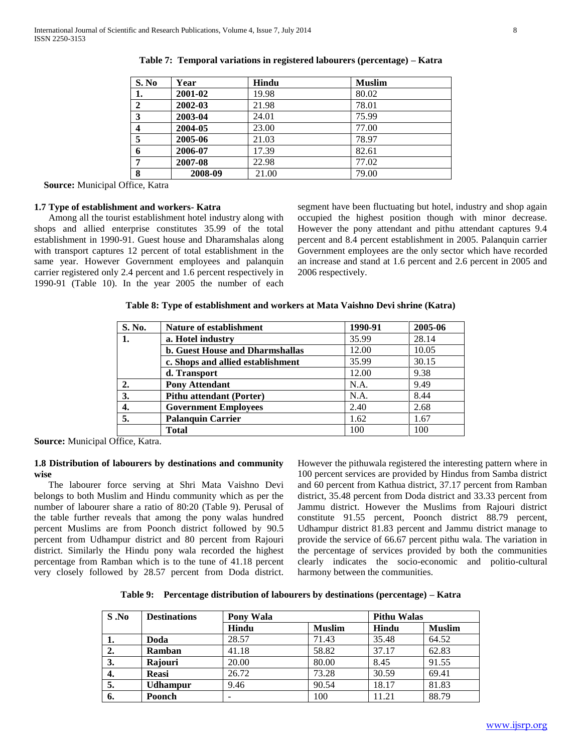**Table 7: Temporal variations in registered labourers (percentage) – Katra**

| S. No | Year | Hindu | Muslim |
|---|---|---|---|
| 1. | 2001-02 | 19.98 | 80.02 |
| 2 | 2002-03 | 21.98 | 78.01 |
| 3 | 2003-04 | 24.01 | 75.99 |
| 4 | 2004-05 | 23.00 | 77.00 |
| 5 | 2005-06 | 21.03 | 78.97 |
| 6 | 2006-07 | 17.39 | 82.61 |
| 7 | 2007-08 | 22.98 | 77.02 |
| 8 | 2008-09 | 21.00 | 79.00 |

**Source:** Municipal Office, Katra

### 1.7 Type of establishment and workers- Katra

Among all the tourist establishment hotel industry along with shops and allied enterprise constitutes 35.99 of the total establishment in 1990-91. Guest house and Dharamshalas along with transport captures 12 percent of total establishment in the same year. However Government employees and palanquin carrier registered only 2.4 percent and 1.6 percent respectively in 1990-91 (Table 10). In the year 2005 the number of each segment have been fluctuating but hotel, industry and shop again occupied the highest position though with minor decrease. However the pony attendant and pithu attendant captures 9.4 percent and 8.4 percent establishment in 2005. Palanquin carrier Government employees are the only sector which have recorded an increase and stand at 1.6 percent and 2.6 percent in 2005 and 2006 respectively.

**Table 8: Type of establishment and workers at Mata Vaishno Devi shrine (Katra)**

| S. No. | Nature of establishment | 1990-91 | 2005-06 |
|---|---|---|---|
| 1. | a. Hotel industry | 35.99 | 28.14 |
| | b. Guest House and Dharmshallas | 12.00 | 10.05 |
| | c. Shops and allied establishment | 35.99 | 30.15 |
| | d. Transport | 12.00 | 9.38 |
| 2. | Pony Attendant | N.A. | 9.49 |
| 3. | Pithu attendant (Porter) | N.A. | 8.44 |
| 4. | Government Employees | 2.40 | 2.68 |
| 5. | Palanquin Carrier | 1.62 | 1.67 |
| | Total | 100 | 100 |

**Source:** Municipal Office, Katra.

### 1.8 Distribution of labourers by destinations and community wise

The labourer force serving at Shri Mata Vaishno Devi belongs to both Muslim and Hindu community which as per the number of labourer share a ratio of 80:20 (Table 9). Perusal of the table further reveals that among the pony walas hundred percent Muslims are from Poonch district followed by 90.5 percent from Udhampur district and 80 percent from Rajouri district. Similarly the Hindu pony wala recorded the highest percentage from Ramban which is to the tune of 41.18 percent very closely followed by 28.57 percent from Doda district. However the pithuwala registered the interesting pattern where in 100 percent services are provided by Hindus from Samba district and 60 percent from Kathua district, 37.17 percent from Ramban district, 35.48 percent from Doda district and 33.33 percent from Jammu district. However the Muslims from Rajouri district constitute 91.55 percent, Poonch district 88.79 percent, Udhampur district 81.83 percent and Jammu district manage to provide the service of 66.67 percent pithu wala. The variation in the percentage of services provided by both the communities clearly indicates the socio-economic and politio-cultural harmony between the communities.

**Table 9: Percentage distribution of labourers by destinations (percentage) – Katra**

| S .No | Destinations | Pony Wala | | Pithu Walas | |
|---|---|---|---|---|---|
| | | Hindu | Muslim | Hindu | Muslim |
| 1. | Doda | 28.57 | 71.43 | 35.48 | 64.52 |
| 2. | Ramban | 41.18 | 58.82 | 37.17 | 62.83 |
| 3. | Rajouri | 20.00 | 80.00 | 8.45 | 91.55 |
| 4. | Reasi | 26.72 | 73.28 | 30.59 | 69.41 |
| 5. | Udhampur | 9.46 | 90.54 | 18.17 | 81.83 |
| 6. | Poonch | - | 100 | 11.21 | 88.79 |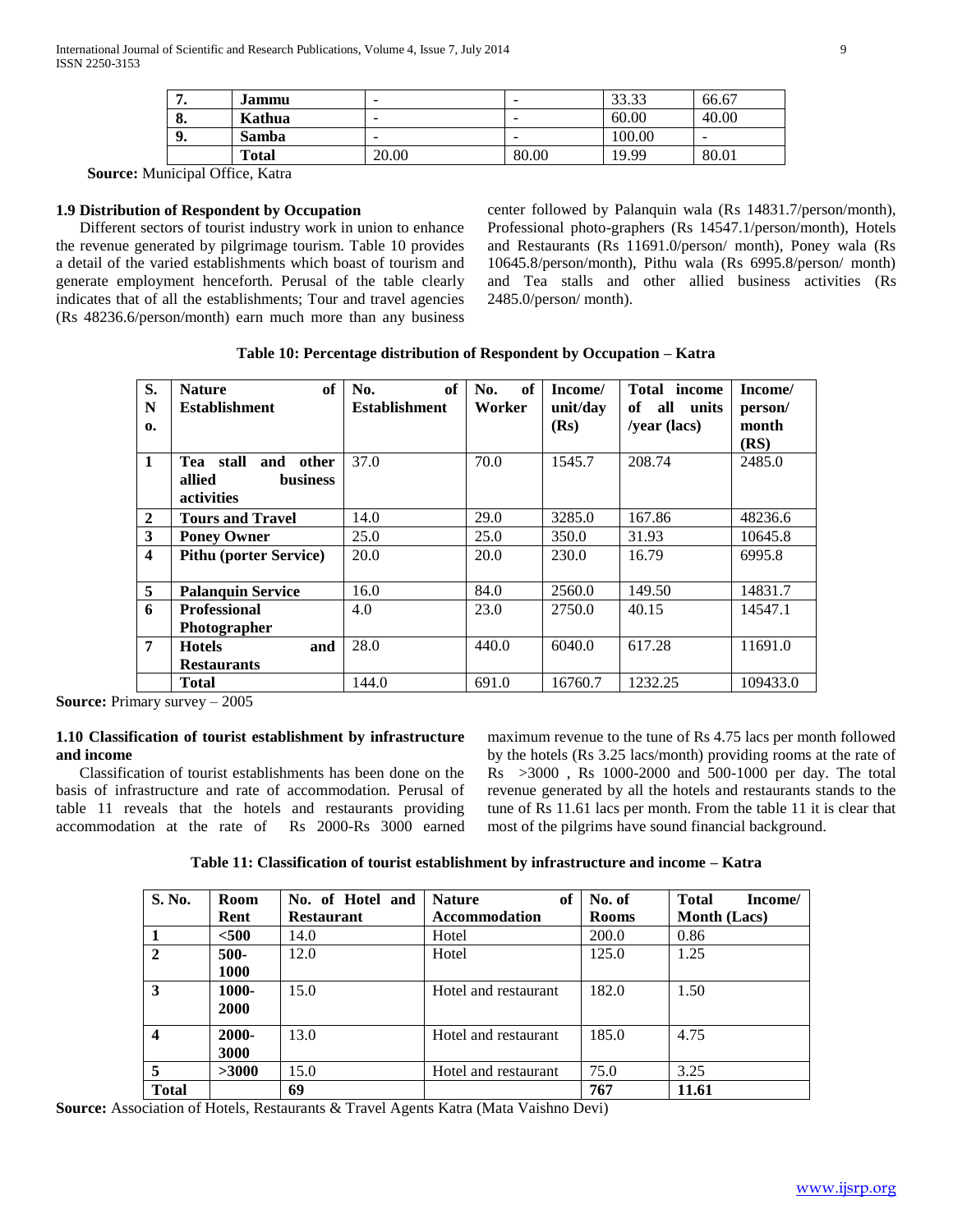| 7. | Jammu | - | - | 33.33 | 66.67 |
|---|---|---|---|---|---|
| 8. | Kathua | - | - | 60.00 | 40.00 |
| 9. | Samba | - | - | 100.00 | - |
| | Total | 20.00 | 80.00 | 19.99 | 80.01 |

**Source:** Municipal Office, Katra

### 1.9 Distribution of Respondent by Occupation

Different sectors of tourist industry work in union to enhance the revenue generated by pilgrimage tourism. Table 10 provides a detail of the varied establishments which boast of tourism and generate employment henceforth. Perusal of the table clearly indicates that of all the establishments; Tour and travel agencies (Rs 48236.6/person/month) earn much more than any business center followed by Palanquin wala (Rs 14831.7/person/month), Professional photo-graphers (Rs 14547.1/person/month), Hotels and Restaurants (Rs 11691.0/person/ month), Poney wala (Rs 10645.8/person/month), Pithu wala (Rs 6995.8/person/ month) and Tea stalls and other allied business activities (Rs 2485.0/person/ month).

**Table 10: Percentage distribution of Respondent by Occupation – Katra**

| S. No. | Nature of Establishment | No. of Establishment | No. of Worker | Income/ unit/day (Rs) | Total income of all units /year (lacs) | Income/ person/ month (RS) |
|---|---|---|---|---|---|---|
| 1 | Tea stall and other allied business activities | 37.0 | 70.0 | 1545.7 | 208.74 | 2485.0 |
| 2 | Tours and Travel | 14.0 | 29.0 | 3285.0 | 167.86 | 48236.6 |
| 3 | Poney Owner | 25.0 | 25.0 | 350.0 | 31.93 | 10645.8 |
| 4 | Pithu (porter Service) | 20.0 | 20.0 | 230.0 | 16.79 | 6995.8 |
| 5 | Palanquin Service | 16.0 | 84.0 | 2560.0 | 149.50 | 14831.7 |
| 6 | Professional Photographer | 4.0 | 23.0 | 2750.0 | 40.15 | 14547.1 |
| 7 | Hotels and Restaurants | 28.0 | 440.0 | 6040.0 | 617.28 | 11691.0 |
| | Total | 144.0 | 691.0 | 16760.7 | 1232.25 | 109433.0 |

**Source:** Primary survey – 2005

### 1.10 Classification of tourist establishment by infrastructure and income

Classification of tourist establishments has been done on the basis of infrastructure and rate of accommodation. Perusal of table 11 reveals that the hotels and restaurants providing accommodation at the rate of Rs 2000-Rs 3000 earned maximum revenue to the tune of Rs 4.75 lacs per month followed by the hotels (Rs 3.25 lacs/month) providing rooms at the rate of Rs >3000 , Rs 1000-2000 and 500-1000 per day. The total revenue generated by all the hotels and restaurants stands to the tune of Rs 11.61 lacs per month. From the table 11 it is clear that most of the pilgrims have sound financial background.

**Table 11: Classification of tourist establishment by infrastructure and income – Katra**

| S. No. | Room Rent | No. of Hotel and Restaurant | Nature of Accommodation | No. of Rooms | Total Income/ Month (Lacs) |
|---|---|---|---|---|---|
| 1 | <500 | 14.0 | Hotel | 200.0 | 0.86 |
| 2 | 500-1000 | 12.0 | Hotel | 125.0 | 1.25 |
| 3 | 1000-2000 | 15.0 | Hotel and restaurant | 182.0 | 1.50 |
| 4 | 2000-3000 | 13.0 | Hotel and restaurant | 185.0 | 4.75 |
| 5 | >3000 | 15.0 | Hotel and restaurant | 75.0 | 3.25 |
| **Total** | | **69** | | **767** | **11.61** |

**Source:** Association of Hotels, Restaurants & Travel Agents Katra (Mata Vaishno Devi)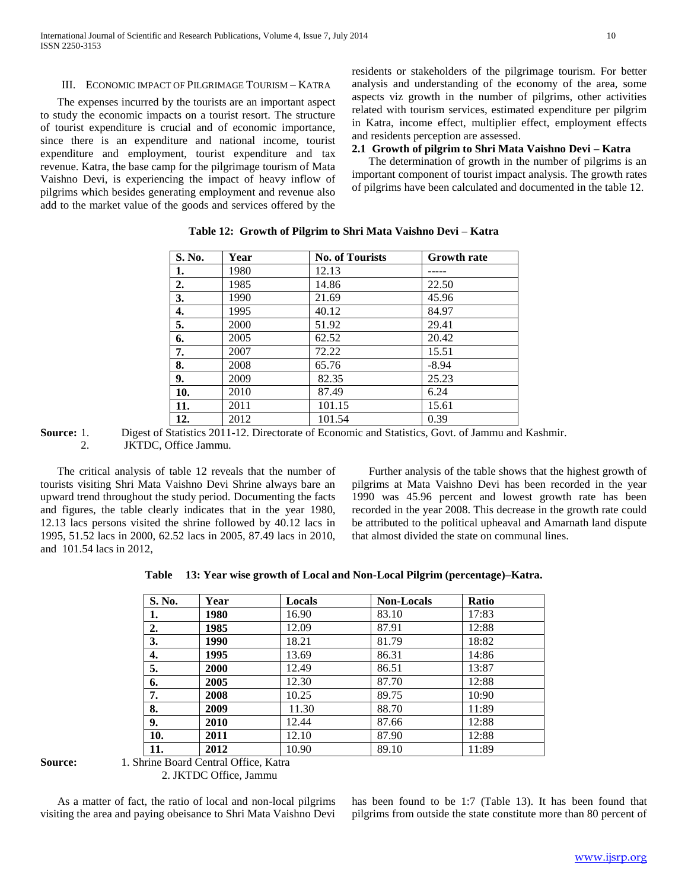## III. ECONOMIC IMPACT OF PILGRIMAGE TOURISM – KATRA

The expenses incurred by the tourists are an important aspect to study the economic impacts on a tourist resort. The structure of tourist expenditure is crucial and of economic importance, since there is an expenditure and national income, tourist expenditure and employment, tourist expenditure and tax revenue. Katra, the base camp for the pilgrimage tourism of Mata Vaishno Devi, is experiencing the impact of heavy inflow of pilgrims which besides generating employment and revenue also add to the market value of the goods and services offered by the residents or stakeholders of the pilgrimage tourism. For better analysis and understanding of the economy of the area, some aspects viz growth in the number of pilgrims, other activities related with tourism services, estimated expenditure per pilgrim in Katra, income effect, multiplier effect, employment effects and residents perception are assessed.

### 2.1 Growth of pilgrim to Shri Mata Vaishno Devi – Katra

The determination of growth in the number of pilgrims is an important component of tourist impact analysis. The growth rates of pilgrims have been calculated and documented in the table 12.

**Table 12: Growth of Pilgrim to Shri Mata Vaishno Devi – Katra**

| S. No. | Year | No. of Tourists | Growth rate |
|---|---|---|---|
| **1.** | 1980 | 12.13 | ----- |
| **2.** | 1985 | 14.86 | 22.50 |
| **3.** | 1990 | 21.69 | 45.96 |
| **4.** | 1995 | 40.12 | 84.97 |
| **5.** | 2000 | 51.92 | 29.41 |
| **6.** | 2005 | 62.52 | 20.42 |
| **7.** | 2007 | 72.22 | 15.51 |
| **8.** | 2008 | 65.76 | -8.94 |
| **9.** | 2009 | 82.35 | 25.23 |
| **10.** | 2010 | 87.49 | 6.24 |
| **11.** | 2011 | 101.15 | 15.61 |
| **12.** | 2012 | 101.54 | 0.39 |

**Source:** 1. Digest of Statistics 2011-12. Directorate of Economic and Statistics, Govt. of Jammu and Kashmir.
2. JKTDC, Office Jammu.

The critical analysis of table 12 reveals that the number of tourists visiting Shri Mata Vaishno Devi Shrine always bare an upward trend throughout the study period. Documenting the facts and figures, the table clearly indicates that in the year 1980, 12.13 lacs persons visited the shrine followed by 40.12 lacs in 1995, 51.52 lacs in 2000, 62.52 lacs in 2005, 87.49 lacs in 2010, and 101.54 lacs in 2012,

Further analysis of the table shows that the highest growth of pilgrims at Mata Vaishno Devi has been recorded in the year 1990 was 45.96 percent and lowest growth rate has been recorded in the year 2008. This decrease in the growth rate could be attributed to the political upheaval and Amarnath land dispute that almost divided the state on communal lines.

**Table 13: Year wise growth of Local and Non-Local Pilgrim (percentage)–Katra.**

| S. No. | Year | Locals | Non-Locals | Ratio |
|---|---|---|---|---|
| **1.** | **1980** | 16.90 | 83.10 | 17:83 |
| **2.** | **1985** | 12.09 | 87.91 | 12:88 |
| **3.** | **1990** | 18.21 | 81.79 | 18:82 |
| **4.** | **1995** | 13.69 | 86.31 | 14:86 |
| **5.** | **2000** | 12.49 | 86.51 | 13:87 |
| **6.** | **2005** | 12.30 | 87.70 | 12:88 |
| **7.** | **2008** | 10.25 | 89.75 | 10:90 |
| **8.** | **2009** | 11.30 | 88.70 | 11:89 |
| **9.** | **2010** | 12.44 | 87.66 | 12:88 |
| **10.** | **2011** | 12.10 | 87.90 | 12:88 |
| **11.** | **2012** | 10.90 | 89.10 | 11:89 |

**Source:** 1. Shrine Board Central Office, Katra
2. JKTDC Office, Jammu

As a matter of fact, the ratio of local and non-local pilgrims visiting the area and paying obeisance to Shri Mata Vaishno Devi has been found to be 1:7 (Table 13). It has been found that pilgrims from outside the state constitute more than 80 percent of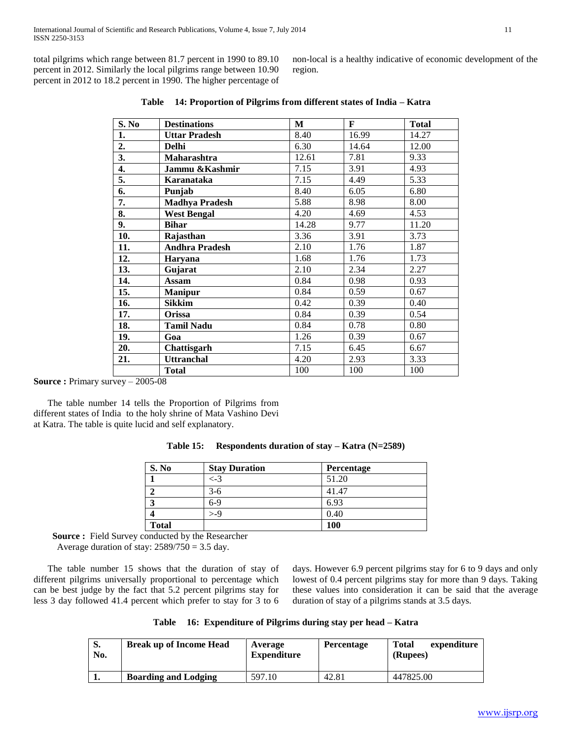total pilgrims which range between 81.7 percent in 1990 to 89.10 percent in 2012. Similarly the local pilgrims range between 10.90 percent in 2012 to 18.2 percent in 1990. The higher percentage of non-local is a healthy indicative of economic development of the region.

**Table 14: Proportion of Pilgrims from different states of India – Katra**

| S. No | Destinations | M | F | Total |
|---|---|---|---|---|
| 1. | Uttar Pradesh | 8.40 | 16.99 | 14.27 |
| 2. | Delhi | 6.30 | 14.64 | 12.00 |
| 3. | Maharashtra | 12.61 | 7.81 | 9.33 |
| 4. | Jammu &Kashmir | 7.15 | 3.91 | 4.93 |
| 5. | Karanataka | 7.15 | 4.49 | 5.33 |
| 6. | Punjab | 8.40 | 6.05 | 6.80 |
| 7. | Madhya Pradesh | 5.88 | 8.98 | 8.00 |
| 8. | West Bengal | 4.20 | 4.69 | 4.53 |
| 9. | Bihar | 14.28 | 9.77 | 11.20 |
| 10. | Rajasthan | 3.36 | 3.91 | 3.73 |
| 11. | Andhra Pradesh | 2.10 | 1.76 | 1.87 |
| 12. | Haryana | 1.68 | 1.76 | 1.73 |
| 13. | Gujarat | 2.10 | 2.34 | 2.27 |
| 14. | Assam | 0.84 | 0.98 | 0.93 |
| 15. | Manipur | 0.84 | 0.59 | 0.67 |
| 16. | Sikkim | 0.42 | 0.39 | 0.40 |
| 17. | Orissa | 0.84 | 0.39 | 0.54 |
| 18. | Tamil Nadu | 0.84 | 0.78 | 0.80 |
| 19. | Goa | 1.26 | 0.39 | 0.67 |
| 20. | Chattisgarh | 7.15 | 6.45 | 6.67 |
| 21. | Uttranchal | 4.20 | 2.93 | 3.33 |
| | Total | 100 | 100 | 100 |

**Source :** Primary survey – 2005-08

The table number 14 tells the Proportion of Pilgrims from different states of India to the holy shrine of Mata Vashino Devi at Katra. The table is quite lucid and self explanatory.

**Table 15: Respondents duration of stay – Katra (N=2589)**

| S. No | Stay Duration | Percentage |
|---|---|---|
| 1 | <-3 | 51.20 |
| 2 | 3-6 | 41.47 |
| 3 | 6-9 | 6.93 |
| 4 | >-9 | 0.40 |
| **Total** | | **100** |

**Source :** Field Survey conducted by the Researcher
Average duration of stay: 2589/750 = 3.5 day.

The table number 15 shows that the duration of stay of different pilgrims universally proportional to percentage which can be best judge by the fact that 5.2 percent pilgrims stay for less 3 day followed 41.4 percent which prefer to stay for 3 to 6 days. However 6.9 percent pilgrims stay for 6 to 9 days and only lowest of 0.4 percent pilgrims stay for more than 9 days. Taking these values into consideration it can be said that the average duration of stay of a pilgrims stands at 3.5 days.

**Table 16: Expenditure of Pilgrims during stay per head – Katra**

| S. No. | Break up of Income Head | Average Expenditure | Percentage | Total expenditure (Rupees) |
|---|---|---|---|---|
| 1. | Boarding and Lodging | 597.10 | 42.81 | 447825.00 |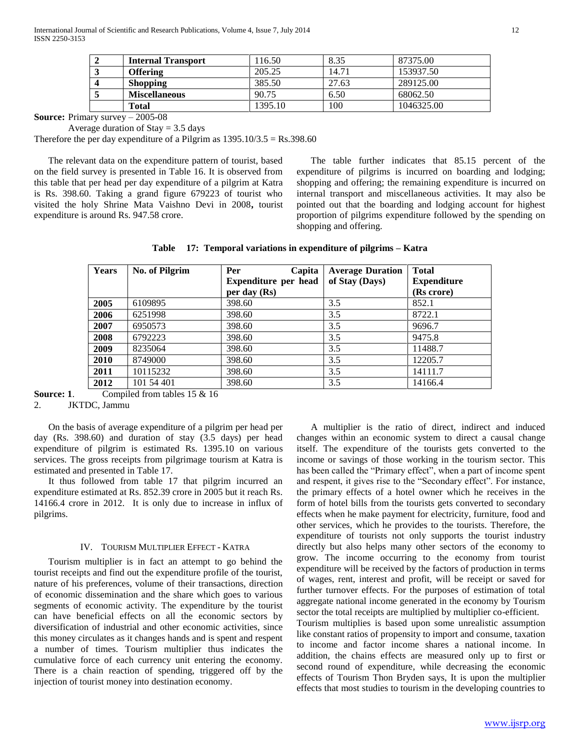| 2 | Internal Transport | 116.50 | 8.35 | 87375.00 |
|---|---|---|---|---|
| 3 | Offering | 205.25 | 14.71 | 153937.50 |
| 4 | Shopping | 385.50 | 27.63 | 289125.00 |
| 5 | Miscellaneous | 90.75 | 6.50 | 68062.50 |
| | Total | 1395.10 | 100 | 1046325.00 |

**Source:** Primary survey – 2005-08

Average duration of Stay = 3.5 days

Therefore the per day expenditure of a Pilgrim as 1395.10/3.5 = Rs.398.60

The relevant data on the expenditure pattern of tourist, based on the field survey is presented in Table 16. It is observed from this table that per head per day expenditure of a pilgrim at Katra is Rs. 398.60. Taking a grand figure 679223 of tourist who visited the holy Shrine Mata Vaishno Devi in 2008**,** tourist expenditure is around Rs. 947.58 crore.

The table further indicates that 85.15 percent of the expenditure of pilgrims is incurred on boarding and lodging; shopping and offering; the remaining expenditure is incurred on internal transport and miscellaneous activities. It may also be pointed out that the boarding and lodging account for highest proportion of pilgrims expenditure followed by the spending on shopping and offering.

**Table 17: Temporal variations in expenditure of pilgrims – Katra**

| Years | No. of Pilgrim | Per Capita Expenditure per head per day (Rs) | Average Duration of Stay (Days) | Total Expenditure (Rs crore) |
|---|---|---|---|---|
| 2005 | 6109895 | 398.60 | 3.5 | 852.1 |
| 2006 | 6251998 | 398.60 | 3.5 | 8722.1 |
| 2007 | 6950573 | 398.60 | 3.5 | 9696.7 |
| 2008 | 6792223 | 398.60 | 3.5 | 9475.8 |
| 2009 | 8235064 | 398.60 | 3.5 | 11488.7 |
| 2010 | 8749000 | 398.60 | 3.5 | 12205.7 |
| 2011 | 10115232 | 398.60 | 3.5 | 14111.7 |
| 2012 | 101 54 401 | 398.60 | 3.5 | 14166.4 |

**Source: 1**. Compiled from tables 15 & 16

2. JKTDC, Jammu

On the basis of average expenditure of a pilgrim per head per day (Rs. 398.60) and duration of stay (3.5 days) per head expenditure of pilgrim is estimated Rs. 1395.10 on various services. The gross receipts from pilgrimage tourism at Katra is estimated and presented in Table 17.

It thus followed from table 17 that pilgrim incurred an expenditure estimated at Rs. 852.39 crore in 2005 but it reach Rs. 14166.4 crore in 2012. It is only due to increase in influx of pilgrims.

## IV. Tourism Multiplier Effect - Katra

Tourism multiplier is in fact an attempt to go behind the tourist receipts and find out the expenditure profile of the tourist, nature of his preferences, volume of their transactions, direction of economic dissemination and the share which goes to various segments of economic activity. The expenditure by the tourist can have beneficial effects on all the economic sectors by diversification of industrial and other economic activities, since this money circulates as it changes hands and is spent and respent a number of times. Tourism multiplier thus indicates the cumulative force of each currency unit entering the economy. There is a chain reaction of spending, triggered off by the injection of tourist money into destination economy.

A multiplier is the ratio of direct, indirect and induced changes within an economic system to direct a causal change itself. The expenditure of the tourists gets converted to the income or savings of those working in the tourism sector. This has been called the "Primary effect", when a part of income spent and respent, it gives rise to the "Secondary effect". For instance, the primary effects of a hotel owner which he receives in the form of hotel bills from the tourists gets converted to secondary effects when he make payment for electricity, furniture, food and other services, which he provides to the tourists. Therefore, the expenditure of tourists not only supports the tourist industry directly but also helps many other sectors of the economy to grow. The income occurring to the economy from tourist expenditure will be received by the factors of production in terms of wages, rent, interest and profit, will be receipt or saved for further turnover effects. For the purposes of estimation of total aggregate national income generated in the economy by Tourism sector the total receipts are multiplied by multiplier co-efficient.

Tourism multiplies is based upon some unrealistic assumption like constant ratios of propensity to import and consume, taxation to income and factor income shares a national income. In addition, the chains effects are measured only up to first or second round of expenditure, while decreasing the economic effects of Tourism Thon Bryden says, It is upon the multiplier effects that most studies to tourism in the developing countries to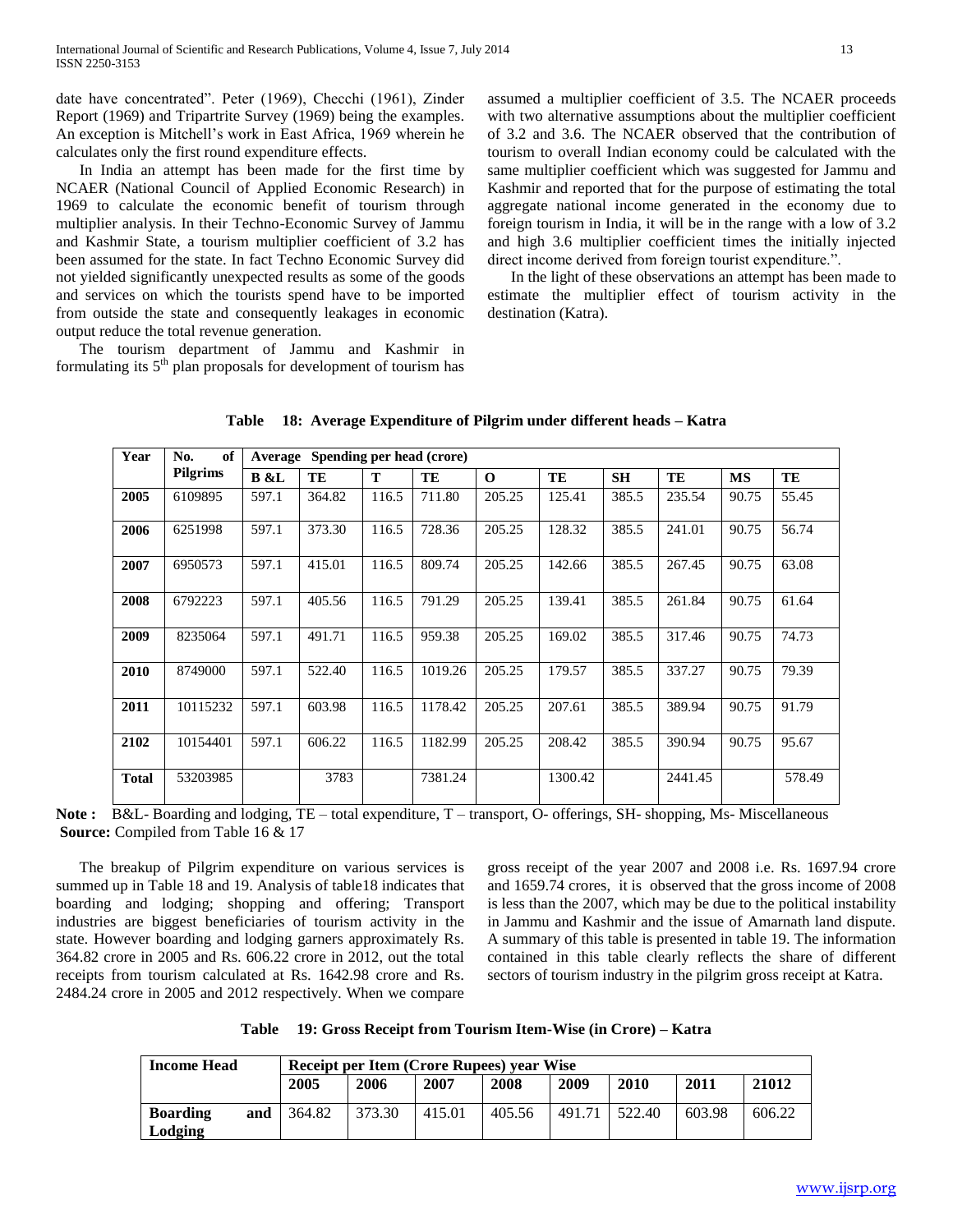date have concentrated". Peter (1969), Checchi (1961), Zinder Report (1969) and Tripartrite Survey (1969) being the examples. An exception is Mitchell's work in East Africa, 1969 wherein he calculates only the first round expenditure effects.

In India an attempt has been made for the first time by NCAER (National Council of Applied Economic Research) in 1969 to calculate the economic benefit of tourism through multiplier analysis. In their Techno-Economic Survey of Jammu and Kashmir State, a tourism multiplier coefficient of 3.2 has been assumed for the state. In fact Techno Economic Survey did not yielded significantly unexpected results as some of the goods and services on which the tourists spend have to be imported from outside the state and consequently leakages in economic output reduce the total revenue generation.

The tourism department of Jammu and Kashmir in formulating its 5th plan proposals for development of tourism has assumed a multiplier coefficient of 3.5. The NCAER proceeds with two alternative assumptions about the multiplier coefficient of 3.2 and 3.6. The NCAER observed that the contribution of tourism to overall Indian economy could be calculated with the same multiplier coefficient which was suggested for Jammu and Kashmir and reported that for the purpose of estimating the total aggregate national income generated in the economy due to foreign tourism in India, it will be in the range with a low of 3.2 and high 3.6 multiplier coefficient times the initially injected direct income derived from foreign tourist expenditure.".

In the light of these observations an attempt has been made to estimate the multiplier effect of tourism activity in the destination (Katra).

**Table 18: Average Expenditure of Pilgrim under different heads – Katra**

| Year | No. of Pilgrims | Average Spending per head (crore) | | | | | | | | | |
|---|---|---|---|---|---|---|---|---|---|---|---|
| | | B &L | TE | T | TE | O | TE | SH | TE | MS | TE |
| **2005** | 6109895 | 597.1 | 364.82 | 116.5 | 711.80 | 205.25 | 125.41 | 385.5 | 235.54 | 90.75 | 55.45 |
| **2006** | 6251998 | 597.1 | 373.30 | 116.5 | 728.36 | 205.25 | 128.32 | 385.5 | 241.01 | 90.75 | 56.74 |
| **2007** | 6950573 | 597.1 | 415.01 | 116.5 | 809.74 | 205.25 | 142.66 | 385.5 | 267.45 | 90.75 | 63.08 |
| **2008** | 6792223 | 597.1 | 405.56 | 116.5 | 791.29 | 205.25 | 139.41 | 385.5 | 261.84 | 90.75 | 61.64 |
| **2009** | 8235064 | 597.1 | 491.71 | 116.5 | 959.38 | 205.25 | 169.02 | 385.5 | 317.46 | 90.75 | 74.73 |
| **2010** | 8749000 | 597.1 | 522.40 | 116.5 | 1019.26 | 205.25 | 179.57 | 385.5 | 337.27 | 90.75 | 79.39 |
| **2011** | 10115232 | 597.1 | 603.98 | 116.5 | 1178.42 | 205.25 | 207.61 | 385.5 | 389.94 | 90.75 | 91.79 |
| **2102** | 10154401 | 597.1 | 606.22 | 116.5 | 1182.99 | 205.25 | 208.42 | 385.5 | 390.94 | 90.75 | 95.67 |
| **Total** | 53203985 | | 3783 | | 7381.24 | | 1300.42 | | 2441.45 | | 578.49 |

**Note :** B&L- Boarding and lodging, TE – total expenditure, T – transport, O- offerings, SH- shopping, Ms- Miscellaneous
**Source:** Compiled from Table 16 & 17

The breakup of Pilgrim expenditure on various services is summed up in Table 18 and 19. Analysis of table18 indicates that boarding and lodging; shopping and offering; Transport industries are biggest beneficiaries of tourism activity in the state. However boarding and lodging garners approximately Rs. 364.82 crore in 2005 and Rs. 606.22 crore in 2012, out the total receipts from tourism calculated at Rs. 1642.98 crore and Rs. 2484.24 crore in 2005 and 2012 respectively. When we compare gross receipt of the year 2007 and 2008 i.e. Rs. 1697.94 crore and 1659.74 crores, it is observed that the gross income of 2008 is less than the 2007, which may be due to the political instability in Jammu and Kashmir and the issue of Amarnath land dispute. A summary of this table is presented in table 19. The information contained in this table clearly reflects the share of different sectors of tourism industry in the pilgrim gross receipt at Katra.

**Table 19: Gross Receipt from Tourism Item-Wise (in Crore) – Katra**

| Income Head | Receipt per Item (Crore Rupees) year Wise | | | | | | | |
|---|---|---|---|---|---|---|---|---|
| | 2005 | 2006 | 2007 | 2008 | 2009 | 2010 | 2011 | 21012 |
| **Boarding and Lodging** | 364.82 | 373.30 | 415.01 | 405.56 | 491.71 | 522.40 | 603.98 | 606.22 |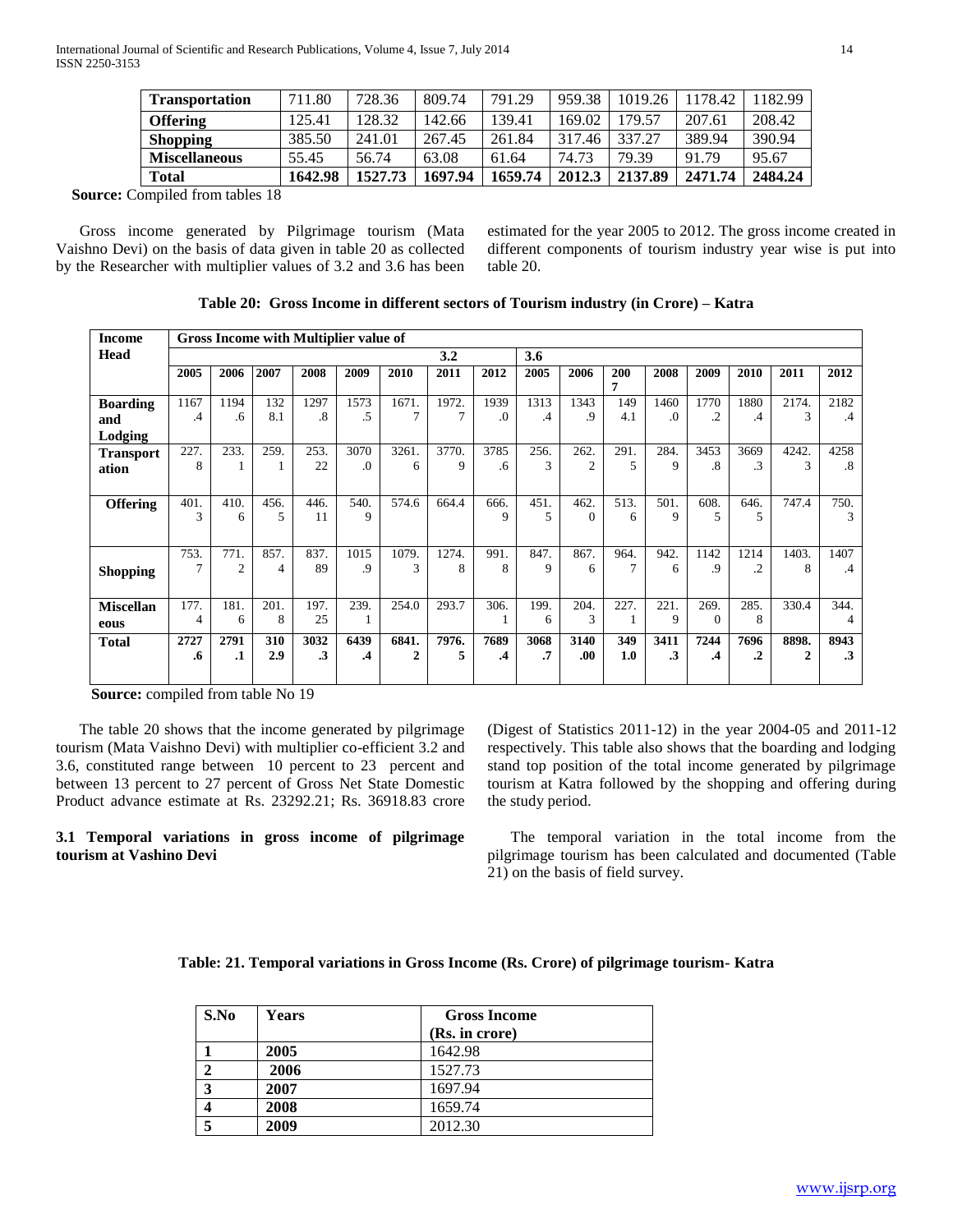| Transportation | 711.80 | 728.36 | 809.74 | 791.29 | 959.38 | 1019.26 | 1178.42 | 1182.99 |
|---|---|---|---|---|---|---|---|---|
| **Offering** | 125.41 | 128.32 | 142.66 | 139.41 | 169.02 | 179.57 | 207.61 | 208.42 |
| **Shopping** | 385.50 | 241.01 | 267.45 | 261.84 | 317.46 | 337.27 | 389.94 | 390.94 |
| **Miscellaneous** | 55.45 | 56.74 | 63.08 | 61.64 | 74.73 | 79.39 | 91.79 | 95.67 |
| **Total** | **1642.98** | **1527.73** | **1697.94** | **1659.74** | **2012.3** | **2137.89** | **2471.74** | **2484.24** |

**Source:** Compiled from tables 18

Gross income generated by Pilgrimage tourism (Mata Vaishno Devi) on the basis of data given in table 20 as collected by the Researcher with multiplier values of 3.2 and 3.6 has been estimated for the year 2005 to 2012. The gross income created in different components of tourism industry year wise is put into table 20.

**Table 20: Gross Income in different sectors of Tourism industry (in Crore) – Katra**

| Income Head | Gross Income with Multiplier value of | | | | | | | | | | | | | | | |
|---|---|---|---|---|---|---|---|---|---|---|---|---|---|---|---|---|
| | 3.2 | | | | | | | | 3.6 | | | | | | | |
| | 2005 | 2006 | 2007 | 2008 | 2009 | 2010 | 2011 | 2012 | 2005 | 2006 | 2007 | 2008 | 2009 | 2010 | 2011 | 2012 |
| **Boarding and Lodging** | 1167.4 | 1194.6 | 1328.1 | 1297.8 | 1573.5 | 1671.7 | 1972.7 | 1939.0 | 1313.4 | 1343.9 | 1494.1 | 1460.0 | 1770.2 | 1880.4 | 2174.3 | 2182.4 |
| **Transportation** | 227.8 | 233.1 | 259.1 | 253.22 | 3070.0 | 3261.6 | 3770.9 | 3785.6 | 256.3 | 262.2 | 291.5 | 284.9 | 3453.8 | 3669.3 | 4242.3 | 4258.8 |
| **Offering** | 401.3 | 410.6 | 456.5 | 446.11 | 540.9 | 574.6 | 664.4 | 666.9 | 451.5 | 462.0 | 513.6 | 501.9 | 608.5 | 646.5 | 747.4 | 750.3 |
| **Shopping** | 753.7 | 771.2 | 857.4 | 837.89 | 1015.9 | 1079.3 | 1274.8 | 991.8 | 847.9 | 867.6 | 964.7 | 942.6 | 1142.9 | 1214.2 | 1403.8 | 1407.4 |
| **Miscellaneous** | 177.4 | 181.6 | 201.8 | 197.25 | 239.1 | 254.0 | 293.7 | 306.1 | 199.6 | 204.3 | 227.1 | 221.9 | 269.0 | 285.8 | 330.4 | 344.4 |
| **Total** | **2727.6** | **2791.1** | **3102.9** | **3032.3** | **6439.4** | **6841.2** | **7976.5** | **7689.4** | **3068.7** | **3140.00** | **3491.0** | **3411.3** | **7244.4** | **7696.2** | **8898.2** | **8943.3** |

**Source:** compiled from table No 19

The table 20 shows that the income generated by pilgrimage tourism (Mata Vaishno Devi) with multiplier co-efficient 3.2 and 3.6, constituted range between 10 percent to 23 percent and between 13 percent to 27 percent of Gross Net State Domestic Product advance estimate at Rs. 23292.21; Rs. 36918.83 crore (Digest of Statistics 2011-12) in the year 2004-05 and 2011-12 respectively. This table also shows that the boarding and lodging stand top position of the total income generated by pilgrimage tourism at Katra followed by the shopping and offering during the study period.

### 3.1 Temporal variations in gross income of pilgrimage tourism at Vashino Devi

The temporal variation in the total income from the pilgrimage tourism has been calculated and documented (Table 21) on the basis of field survey.

**Table: 21. Temporal variations in Gross Income (Rs. Crore) of pilgrimage tourism- Katra**

| S.No | Years | Gross Income (Rs. in crore) |
|---|---|---|
| **1** | **2005** | 1642.98 |
| **2** | **2006** | 1527.73 |
| **3** | **2007** | 1697.94 |
| **4** | **2008** | 1659.74 |
| **5** | **2009** | 2012.30 |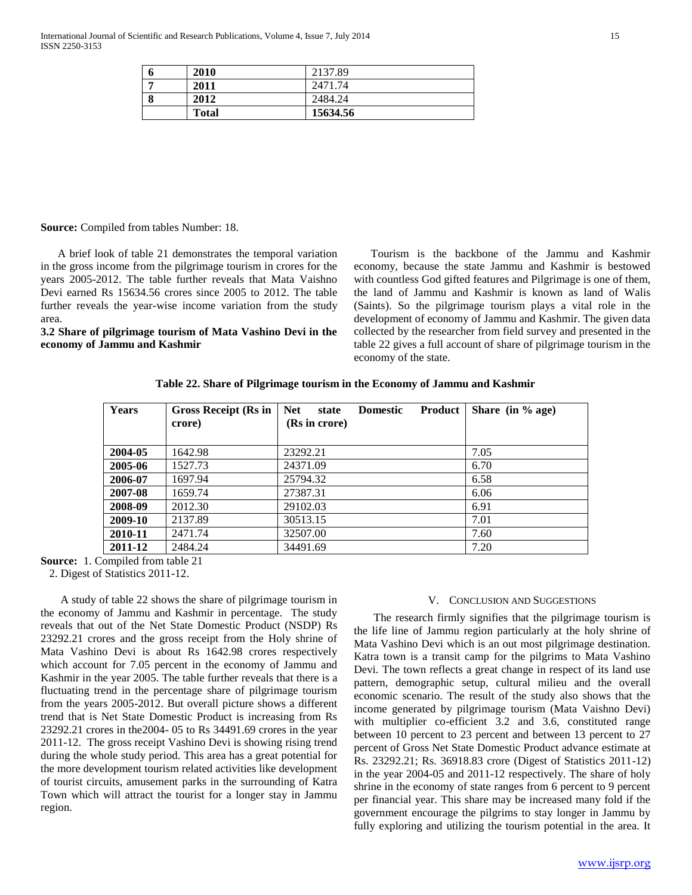| 6 | 2010 | 2137.89 |
|---|---|---|
| 7 | 2011 | 2471.74 |
| 8 | 2012 | 2484.24 |
| | **Total** | **15634.56** |

**Source:** Compiled from tables Number: 18.

A brief look of table 21 demonstrates the temporal variation in the gross income from the pilgrimage tourism in crores for the years 2005-2012. The table further reveals that Mata Vaishno Devi earned Rs 15634.56 crores since 2005 to 2012. The table further reveals the year-wise income variation from the study area.

**3.2 Share of pilgrimage tourism of Mata Vashino Devi in the economy of Jammu and Kashmir**

Tourism is the backbone of the Jammu and Kashmir economy, because the state Jammu and Kashmir is bestowed with countless God gifted features and Pilgrimage is one of them, the land of Jammu and Kashmir is known as land of Walis (Saints). So the pilgrimage tourism plays a vital role in the development of economy of Jammu and Kashmir. The given data collected by the researcher from field survey and presented in the table 22 gives a full account of share of pilgrimage tourism in the economy of the state.

**Table 22. Share of Pilgrimage tourism in the Economy of Jammu and Kashmir**

| Years | Gross Receipt (Rs in crore) | Net state Domestic Product (Rs in crore) | Share (in % age) |
|---|---|---|---|
| 2004-05 | 1642.98 | 23292.21 | 7.05 |
| 2005-06 | 1527.73 | 24371.09 | 6.70 |
| 2006-07 | 1697.94 | 25794.32 | 6.58 |
| 2007-08 | 1659.74 | 27387.31 | 6.06 |
| 2008-09 | 2012.30 | 29102.03 | 6.91 |
| 2009-10 | 2137.89 | 30513.15 | 7.01 |
| 2010-11 | 2471.74 | 32507.00 | 7.60 |
| 2011-12 | 2484.24 | 34491.69 | 7.20 |

**Source:** 1. Compiled from table 21
2. Digest of Statistics 2011-12.

A study of table 22 shows the share of pilgrimage tourism in the economy of Jammu and Kashmir in percentage. The study reveals that out of the Net State Domestic Product (NSDP) Rs 23292.21 crores and the gross receipt from the Holy shrine of Mata Vashino Devi is about Rs 1642.98 crores respectively which account for 7.05 percent in the economy of Jammu and Kashmir in the year 2005. The table further reveals that there is a fluctuating trend in the percentage share of pilgrimage tourism from the years 2005-2012. But overall picture shows a different trend that is Net State Domestic Product is increasing from Rs 23292.21 crores in the2004- 05 to Rs 34491.69 crores in the year 2011-12. The gross receipt Vashino Devi is showing rising trend during the whole study period. This area has a great potential for the more development tourism related activities like development of tourist circuits, amusement parks in the surrounding of Katra Town which will attract the tourist for a longer stay in Jammu region.

## V. Conclusion and Suggestions

The research firmly signifies that the pilgrimage tourism is the life line of Jammu region particularly at the holy shrine of Mata Vashino Devi which is an out most pilgrimage destination. Katra town is a transit camp for the pilgrims to Mata Vashino Devi. The town reflects a great change in respect of its land use pattern, demographic setup, cultural milieu and the overall economic scenario. The result of the study also shows that the income generated by pilgrimage tourism (Mata Vaishno Devi) with multiplier co-efficient 3.2 and 3.6, constituted range between 10 percent to 23 percent and between 13 percent to 27 percent of Gross Net State Domestic Product advance estimate at Rs. 23292.21; Rs. 36918.83 crore (Digest of Statistics 2011-12) in the year 2004-05 and 2011-12 respectively. The share of holy shrine in the economy of state ranges from 6 percent to 9 percent per financial year. This share may be increased many fold if the government encourage the pilgrims to stay longer in Jammu by fully exploring and utilizing the tourism potential in the area. It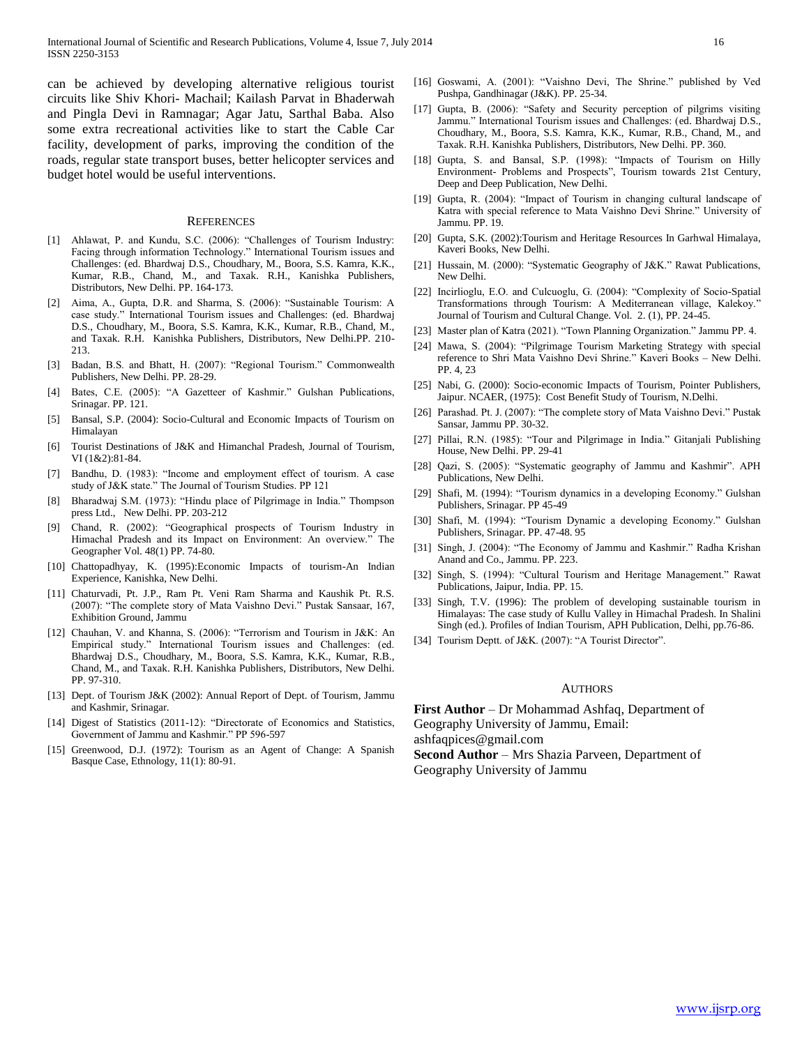can be achieved by developing alternative religious tourist circuits like Shiv Khori- Machail; Kailash Parvat in Bhaderwah and Pingla Devi in Ramnagar; Agar Jatu, Sarthal Baba. Also some extra recreational activities like to start the Cable Car facility, development of parks, improving the condition of the roads, regular state transport buses, better helicopter services and budget hotel would be useful interventions.

## REFERENCES

[1] Ahlawat, P. and Kundu, S.C. (2006): "Challenges of Tourism Industry: Facing through information Technology." International Tourism issues and Challenges: (ed. Bhardwaj D.S., Choudhary, M., Boora, S.S. Kamra, K.K., Kumar, R.B., Chand, M., and Taxak. R.H., Kanishka Publishers, Distributors, New Delhi. PP. 164-173.

[2] Aima, A., Gupta, D.R. and Sharma, S. (2006): "Sustainable Tourism: A case study." International Tourism issues and Challenges: (ed. Bhardwaj D.S., Choudhary, M., Boora, S.S. Kamra, K.K., Kumar, R.B., Chand, M., and Taxak. R.H. Kanishka Publishers, Distributors, New Delhi.PP. 210-213.

[3] Badan, B.S. and Bhatt, H. (2007): "Regional Tourism." Commonwealth Publishers, New Delhi. PP. 28-29.

[4] Bates, C.E. (2005): "A Gazetteer of Kashmir." Gulshan Publications, Srinagar. PP. 121.

[5] Bansal, S.P. (2004): Socio-Cultural and Economic Impacts of Tourism on Himalayan

[6] Tourist Destinations of J&K and Himanchal Pradesh, Journal of Tourism, VI (1&2):81-84.

[7] Bandhu, D. (1983): "Income and employment effect of tourism. A case study of J&K state." The Journal of Tourism Studies. PP 121

[8] Bharadwaj S.M. (1973): "Hindu place of Pilgrimage in India." Thompson press Ltd., New Delhi. PP. 203-212

[9] Chand, R. (2002): "Geographical prospects of Tourism Industry in Himachal Pradesh and its Impact on Environment: An overview." The Geographer Vol. 48(1) PP. 74-80.

[10] Chattopadhyay, K. (1995):Economic Impacts of tourism-An Indian Experience, Kanishka, New Delhi.

[11] Chaturvadi, Pt. J.P., Ram Pt. Veni Ram Sharma and Kaushik Pt. R.S. (2007): "The complete story of Mata Vaishno Devi." Pustak Sansaar, 167, Exhibition Ground, Jammu

[12] Chauhan, V. and Khanna, S. (2006): "Terrorism and Tourism in J&K: An Empirical study." International Tourism issues and Challenges: (ed. Bhardwaj D.S., Choudhary, M., Boora, S.S. Kamra, K.K., Kumar, R.B., Chand, M., and Taxak. R.H. Kanishka Publishers, Distributors, New Delhi. PP. 97-310.

[13] Dept. of Tourism J&K (2002): Annual Report of Dept. of Tourism, Jammu and Kashmir, Srinagar.

[14] Digest of Statistics (2011-12): "Directorate of Economics and Statistics, Government of Jammu and Kashmir." PP 596-597

[15] Greenwood, D.J. (1972): Tourism as an Agent of Change: A Spanish Basque Case, Ethnology, 11(1): 80-91.

[16] Goswami, A. (2001): "Vaishno Devi, The Shrine." published by Ved Pushpa, Gandhinagar (J&K). PP. 25-34.

[17] Gupta, B. (2006): "Safety and Security perception of pilgrims visiting Jammu." International Tourism issues and Challenges: (ed. Bhardwaj D.S., Choudhary, M., Boora, S.S. Kamra, K.K., Kumar, R.B., Chand, M., and Taxak. R.H. Kanishka Publishers, Distributors, New Delhi. PP. 360.

[18] Gupta, S. and Bansal, S.P. (1998): "Impacts of Tourism on Hilly Environment- Problems and Prospects", Tourism towards 21st Century, Deep and Deep Publication, New Delhi.

[19] Gupta, R. (2004): "Impact of Tourism in changing cultural landscape of Katra with special reference to Mata Vaishno Devi Shrine." University of Jammu. PP. 19.

[20] Gupta, S.K. (2002):Tourism and Heritage Resources In Garhwal Himalaya, Kaveri Books, New Delhi.

[21] Hussain, M. (2000): "Systematic Geography of J&K." Rawat Publications, New Delhi.

[22] Incirlioglu, E.O. and Culcuoglu, G. (2004): "Complexity of Socio-Spatial Transformations through Tourism: A Mediterranean village, Kalekoy." Journal of Tourism and Cultural Change. Vol. 2. (1), PP. 24-45.

[23] Master plan of Katra (2021). "Town Planning Organization." Jammu PP. 4.

[24] Mawa, S. (2004): "Pilgrimage Tourism Marketing Strategy with special reference to Shri Mata Vaishno Devi Shrine." Kaveri Books – New Delhi. PP. 4, 23

[25] Nabi, G. (2000): Socio-economic Impacts of Tourism, Pointer Publishers, Jaipur. NCAER, (1975): Cost Benefit Study of Tourism, N.Delhi.

[26] Parashad. Pt. J. (2007): "The complete story of Mata Vaishno Devi." Pustak Sansar, Jammu PP. 30-32.

[27] Pillai, R.N. (1985): "Tour and Pilgrimage in India." Gitanjali Publishing House, New Delhi. PP. 29-41

[28] Qazi, S. (2005): "Systematic geography of Jammu and Kashmir". APH Publications, New Delhi.

[29] Shafi, M. (1994): "Tourism dynamics in a developing Economy." Gulshan Publishers, Srinagar. PP 45-49

[30] Shafi, M. (1994): "Tourism Dynamic a developing Economy." Gulshan Publishers, Srinagar. PP. 47-48. 95

[31] Singh, J. (2004): "The Economy of Jammu and Kashmir." Radha Krishan Anand and Co., Jammu. PP. 223.

[32] Singh, S. (1994): "Cultural Tourism and Heritage Management." Rawat Publications, Jaipur, India. PP. 15.

[33] Singh, T.V. (1996): The problem of developing sustainable tourism in Himalayas: The case study of Kullu Valley in Himachal Pradesh. In Shalini Singh (ed.). Profiles of Indian Tourism, APH Publication, Delhi, pp.76-86.

[34] Tourism Deptt. of J&K. (2007): "A Tourist Director".

## AUTHORS

**First Author** – Dr Mohammad Ashfaq, Department of Geography University of Jammu, Email: ashfaqpices@gmail.com

**Second Author** – Mrs Shazia Parveen, Department of Geography University of Jammu